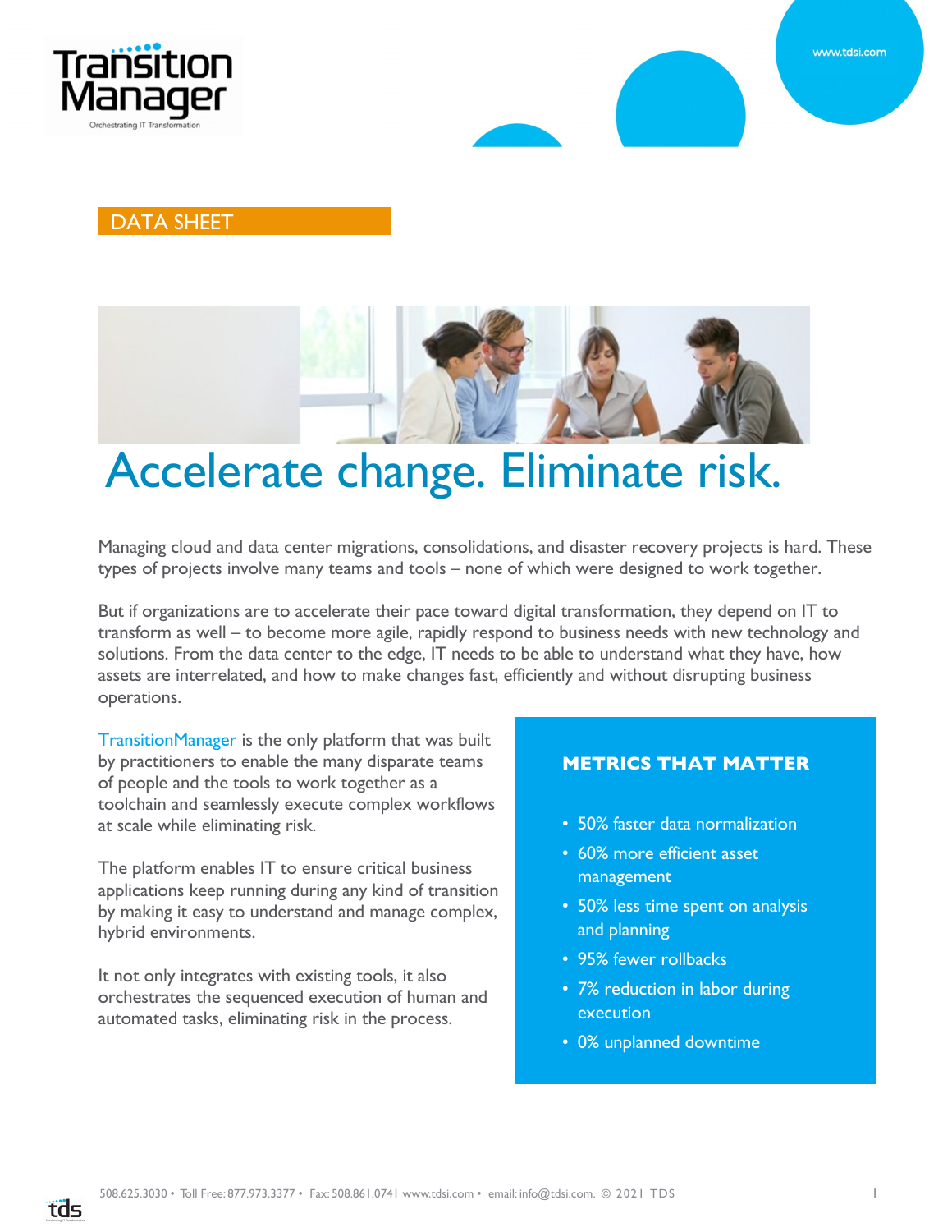DATA SHEET

# Accelerate change. Eliminate risk.

Managing cloud and data center migrations, consolidations, and disaster recovery projects is hard. These types of projects involve many teams and tools – none of which were designed to work together.

But if organizations are to accelerate their pace toward digital transformation, they depend on IT to transform as well – to become more agile, rapidly respond to business needs with new technology and solutions. From the data center to the edge, IT needs to be able to understand what they have, how assets are interrelated, and how to make changes fast, efficiently and without disrupting business operations.

TransitionManager is the only platform that was built by practitioners to enable the many disparate teams of people and the tools to work together as a toolchain and seamlessly execute complex workflows at scale while eliminating risk.

The platform enables IT to ensure critical business applications keep running during any kind of transition by making it easy to understand and manage complex, hybrid environments.

It not only integrates with existing tools, it also orchestrates the sequenced execution of human and automated tasks, eliminating risk in the process.

## METRICS THAT MATTER

- 50% faster data normalization
- 60% more efficient asset management
- 50% less time spent on analysis and planning
- 95% fewer rollbacks
- 7% reduction in labor during execution
- 0% unplanned downtime

508.625.3030 • Toll Free: 877.973.3377 • Fax: 508.861.0741 www.tdsi.com • email: info@tdsi.com. © 2021 TDS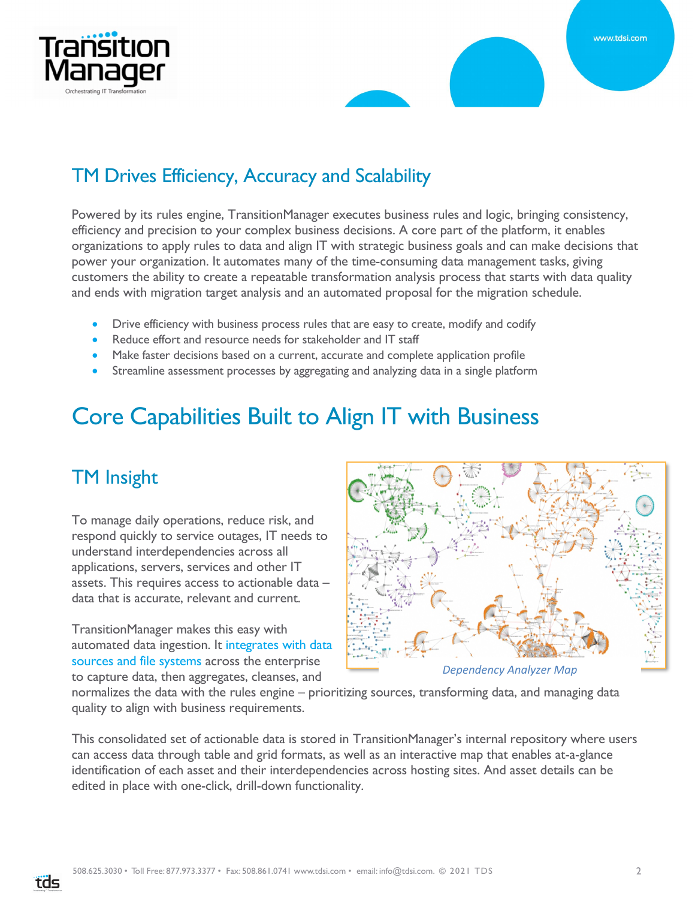## TM Drives Efficiency, Accuracy and Scalability

Powered by its rules engine, TransitionManager executes business rules and logic, bringing consistency, efficiency and precision to your complex business decisions. A core part of the platform, it enables organizations to apply rules to data and align IT with strategic business goals and can make decisions that power your organization. It automates many of the time-consuming data management tasks, giving customers the ability to create a repeatable transformation analysis process that starts with data quality and ends with migration target analysis and an automated proposal for the migration schedule.

- Drive efficiency with business process rules that are easy to create, modify and codify
- Reduce effort and resource needs for stakeholder and IT staff
- Make faster decisions based on a current, accurate and complete application profile
- Streamline assessment processes by aggregating and analyzing data in a single platform

# Core Capabilities Built to Align IT with Business

## TM Insight

To manage daily operations, reduce risk, and respond quickly to service outages, IT needs to understand interdependencies across all applications, servers, services and other IT assets. This requires access to actionable data – data that is accurate, relevant and current.

*Dependency Analyzer Map*

TransitionManager makes this easy with automated data ingestion. It integrates with data sources and file systems across the enterprise to capture data, then aggregates, cleanses, and normalizes the data with the rules engine – prioritizing sources, transforming data, and managing data quality to align with business requirements.

This consolidated set of actionable data is stored in TransitionManager's internal repository where users can access data through table and grid formats, as well as an interactive map that enables at-a-glance identification of each asset and their interdependencies across hosting sites. And asset details can be edited in place with one-click, drill-down functionality.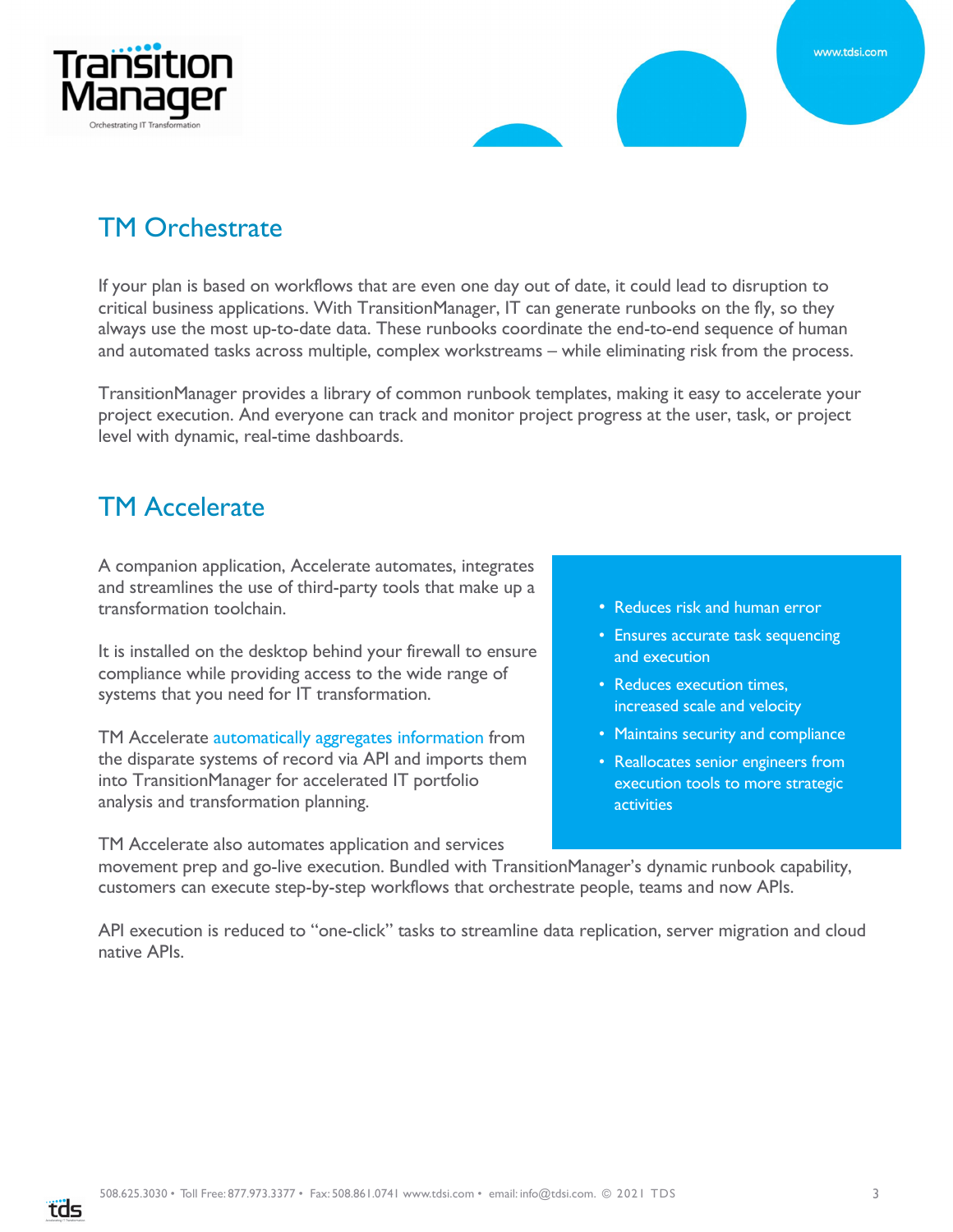## TM Orchestrate

If your plan is based on workflows that are even one day out of date, it could lead to disruption to critical business applications. With TransitionManager, IT can generate runbooks on the fly, so they always use the most up-to-date data. These runbooks coordinate the end-to-end sequence of human and automated tasks across multiple, complex workstreams – while eliminating risk from the process.

TransitionManager provides a library of common runbook templates, making it easy to accelerate your project execution. And everyone can track and monitor project progress at the user, task, or project level with dynamic, real-time dashboards.

## TM Accelerate

A companion application, Accelerate automates, integrates and streamlines the use of third-party tools that make up a transformation toolchain.

It is installed on the desktop behind your firewall to ensure compliance while providing access to the wide range of systems that you need for IT transformation.

TM Accelerate automatically aggregates information from the disparate systems of record via API and imports them into TransitionManager for accelerated IT portfolio analysis and transformation planning.

- Reduces risk and human error
- Ensures accurate task sequencing and execution
- Reduces execution times, increased scale and velocity
- Maintains security and compliance
- Reallocates senior engineers from execution tools to more strategic activities

TM Accelerate also automates application and services movement prep and go-live execution. Bundled with TransitionManager's dynamic runbook capability, customers can execute step-by-step workflows that orchestrate people, teams and now APIs.

API execution is reduced to "one-click" tasks to streamline data replication, server migration and cloud native APIs.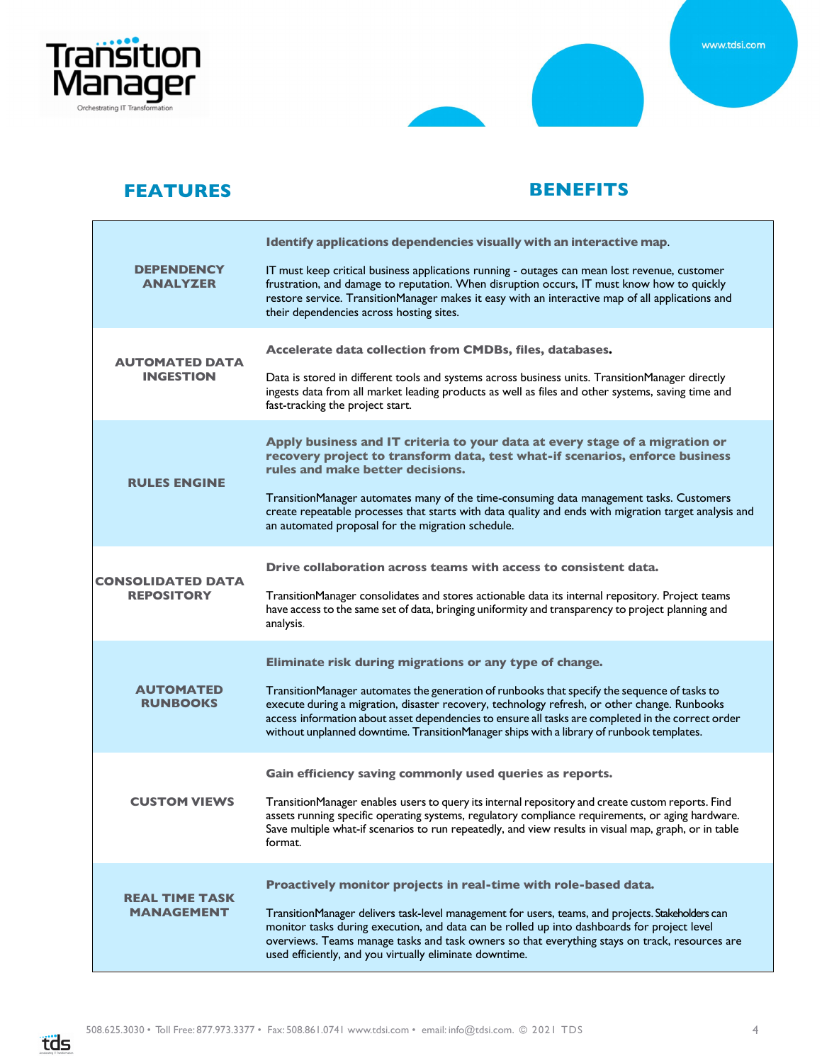| FEATURES | BENEFITS |
|---|---|
| **DEPENDENCY ANALYZER** | **Identify applications dependencies visually with an interactive map.**<br><br>IT must keep critical business applications running - outages can mean lost revenue, customer frustration, and damage to reputation. When disruption occurs, IT must know how to quickly restore service. TransitionManager makes it easy with an interactive map of all applications and their dependencies across hosting sites. |
| **AUTOMATED DATA INGESTION** | **Accelerate data collection from CMDBs, files, databases.**<br><br>Data is stored in different tools and systems across business units. TransitionManager directly ingests data from all market leading products as well as files and other systems, saving time and fast-tracking the project start. |
| **RULES ENGINE** | **Apply business and IT criteria to your data at every stage of a migration or recovery project to transform data, test what-if scenarios, enforce business rules and make better decisions.**<br><br>TransitionManager automates many of the time-consuming data management tasks. Customers create repeatable processes that starts with data quality and ends with migration target analysis and an automated proposal for the migration schedule. |
| **CONSOLIDATED DATA REPOSITORY** | **Drive collaboration across teams with access to consistent data.**<br><br>TransitionManager consolidates and stores actionable data its internal repository. Project teams have access to the same set of data, bringing uniformity and transparency to project planning and analysis. |
| **AUTOMATED RUNBOOKS** | **Eliminate risk during migrations or any type of change.**<br><br>TransitionManager automates the generation of runbooks that specify the sequence of tasks to execute during a migration, disaster recovery, technology refresh, or other change. Runbooks access information about asset dependencies to ensure all tasks are completed in the correct order without unplanned downtime. TransitionManager ships with a library of runbook templates. |
| **CUSTOM VIEWS** | **Gain efficiency saving commonly used queries as reports.**<br><br>TransitionManager enables users to query its internal repository and create custom reports. Find assets running specific operating systems, regulatory compliance requirements, or aging hardware. Save multiple what-if scenarios to run repeatedly, and view results in visual map, graph, or in table format. |
| **REAL TIME TASK MANAGEMENT** | **Proactively monitor projects in real-time with role-based data.**<br><br>TransitionManager delivers task-level management for users, teams, and projects. Stakeholders can monitor tasks during execution, and data can be rolled up into dashboards for project level overviews. Teams manage tasks and task owners so that everything stays on track, resources are used efficiently, and you virtually eliminate downtime. |

508.625.3030 • Toll Free: 877.973.3377 • Fax: 508.861.0741 www.tdsi.com • email: info@tdsi.com. © 2021 TDS